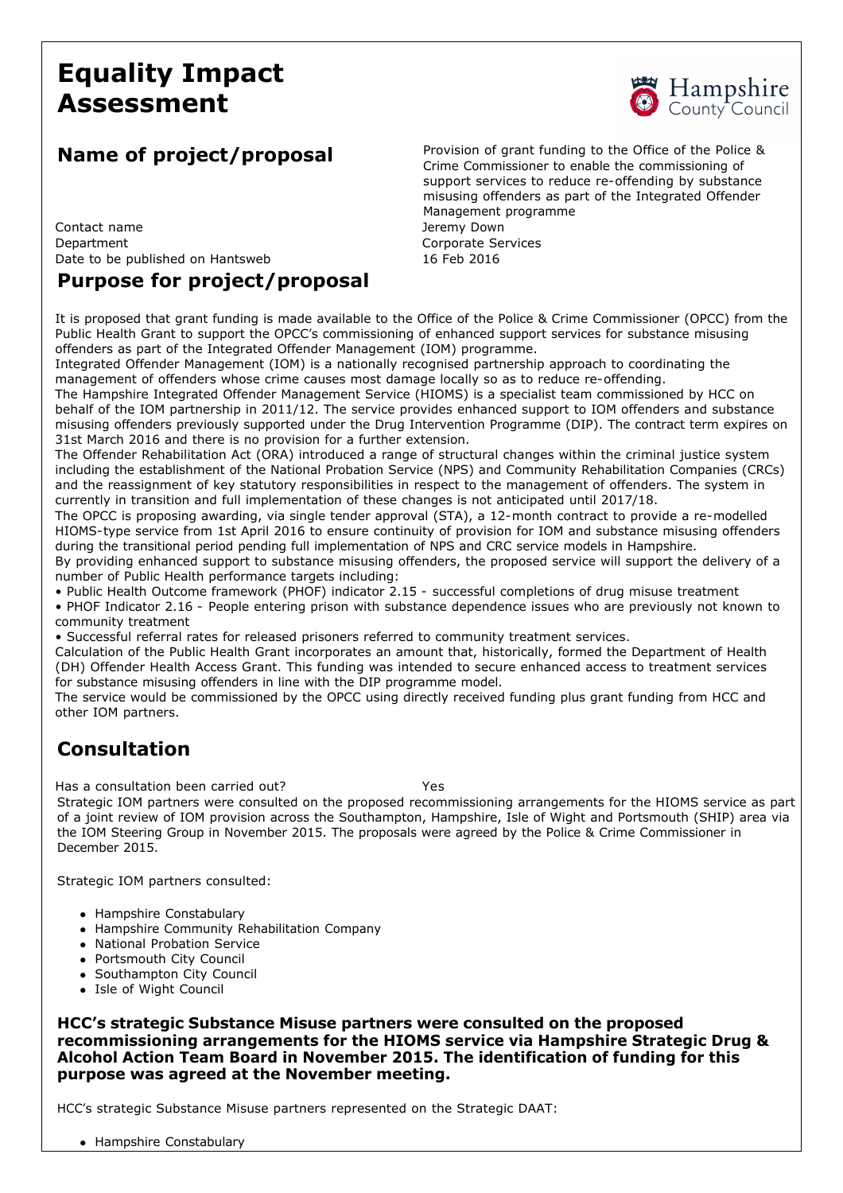# Equality Impact Assessment

## Name of project/proposal

Provision of grant funding to the Office of the Police & Crime Commissioner to enable the commissioning of support services to reduce re-offending by substance misusing offenders as part of the Integrated Offender Management programme

Contact name: Jeremy Down

Department: Corporate Services

Date to be published on Hantsweb: 16 Feb 2016

## Purpose for project/proposal

It is proposed that grant funding is made available to the Office of the Police & Crime Commissioner (OPCC) from the Public Health Grant to support the OPCC's commissioning of enhanced support services for substance misusing offenders as part of the Integrated Offender Management (IOM) programme.

Integrated Offender Management (IOM) is a nationally recognised partnership approach to coordinating the management of offenders whose crime causes most damage locally so as to reduce re-offending.

The Hampshire Integrated Offender Management Service (HIOMS) is a specialist team commissioned by HCC on behalf of the IOM partnership in 2011/12. The service provides enhanced support to IOM offenders and substance misusing offenders previously supported under the Drug Intervention Programme (DIP). The contract term expires on 31st March 2016 and there is no provision for a further extension.

The Offender Rehabilitation Act (ORA) introduced a range of structural changes within the criminal justice system including the establishment of the National Probation Service (NPS) and Community Rehabilitation Companies (CRCs) and the reassignment of key statutory responsibilities in respect to the management of offenders. The system in currently in transition and full implementation of these changes is not anticipated until 2017/18.

The OPCC is proposing awarding, via single tender approval (STA), a 12-month contract to provide a re-modelled HIOMS-type service from 1st April 2016 to ensure continuity of provision for IOM and substance misusing offenders during the transitional period pending full implementation of NPS and CRC service models in Hampshire.

By providing enhanced support to substance misusing offenders, the proposed service will support the delivery of a number of Public Health performance targets including:

- Public Health Outcome framework (PHOF) indicator 2.15 - successful completions of drug misuse treatment
- PHOF Indicator 2.16 - People entering prison with substance dependence issues who are previously not known to community treatment
- Successful referral rates for released prisoners referred to community treatment services.

Calculation of the Public Health Grant incorporates an amount that, historically, formed the Department of Health (DH) Offender Health Access Grant. This funding was intended to secure enhanced access to treatment services for substance misusing offenders in line with the DIP programme model.

The service would be commissioned by the OPCC using directly received funding plus grant funding from HCC and other IOM partners.

## Consultation

Has a consultation been carried out? Yes

Strategic IOM partners were consulted on the proposed recommissioning arrangements for the HIOMS service as part of a joint review of IOM provision across the Southampton, Hampshire, Isle of Wight and Portsmouth (SHIP) area via the IOM Steering Group in November 2015. The proposals were agreed by the Police & Crime Commissioner in December 2015.

Strategic IOM partners consulted:

- Hampshire Constabulary
- Hampshire Community Rehabilitation Company
- National Probation Service
- Portsmouth City Council
- Southampton City Council
- Isle of Wight Council

**HCC's strategic Substance Misuse partners were consulted on the proposed recommissioning arrangements for the HIOMS service via Hampshire Strategic Drug & Alcohol Action Team Board in November 2015. The identification of funding for this purpose was agreed at the November meeting.**

HCC's strategic Substance Misuse partners represented on the Strategic DAAT:

- Hampshire Constabulary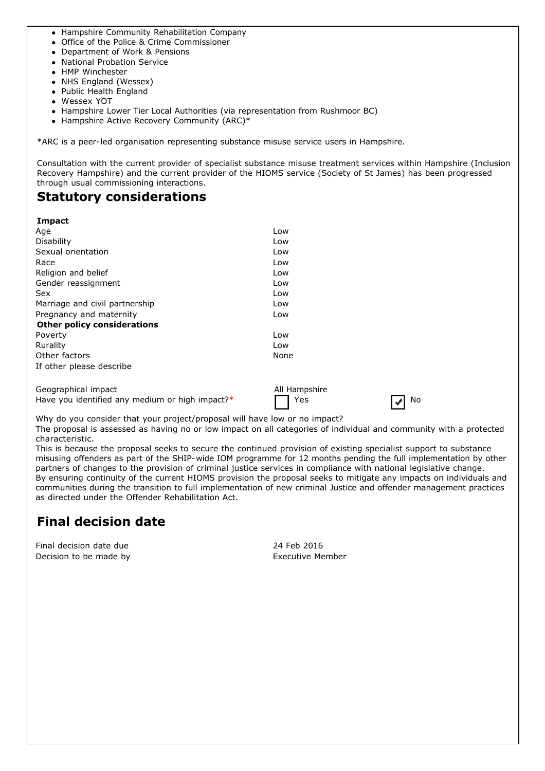- Hampshire Community Rehabilitation Company
- Office of the Police & Crime Commissioner
- Department of Work & Pensions
- National Probation Service
- HMP Winchester
- NHS England (Wessex)
- Public Health England
- Wessex YOT
- Hampshire Lower Tier Local Authorities (via representation from Rushmoor BC)
- Hampshire Active Recovery Community (ARC)*

*ARC is a peer-led organisation representing substance misuse service users in Hampshire.

Consultation with the current provider of specialist substance misuse treatment services within Hampshire (Inclusion Recovery Hampshire) and the current provider of the HIOMS service (Society of St James) has been progressed through usual commissioning interactions.

## Statutory considerations

| | | |
|---|---|---|
| **Impact** | | |
| Age | Low | |
| Disability | Low | |
| Sexual orientation | Low | |
| Race | Low | |
| Religion and belief | Low | |
| Gender reassignment | Low | |
| Sex | Low | |
| Marriage and civil partnership | Low | |
| Pregnancy and maternity | Low | |
| **Other policy considerations** | | |
| Poverty | Low | |
| Rurality | Low | |
| Other factors | None | |
| If other please describe | | |
| Geographical impact | All Hampshire | |
| Have you identified any medium or high impact?* | ☐ Yes | ☑ No |

Why do you consider that your project/proposal will have low or no impact?

The proposal is assessed as having no or low impact on all categories of individual and community with a protected characteristic.

This is because the proposal seeks to secure the continued provision of existing specialist support to substance misusing offenders as part of the SHIP-wide IOM programme for 12 months pending the full implementation by other partners of changes to the provision of criminal justice services in compliance with national legislative change.

By ensuring continuity of the current HIOMS provision the proposal seeks to mitigate any impacts on individuals and communities during the transition to full implementation of new criminal Justice and offender management practices as directed under the Offender Rehabilitation Act.

## Final decision date

| | |
|---|---|
| Final decision date due | 24 Feb 2016 |
| Decision to be made by | Executive Member |